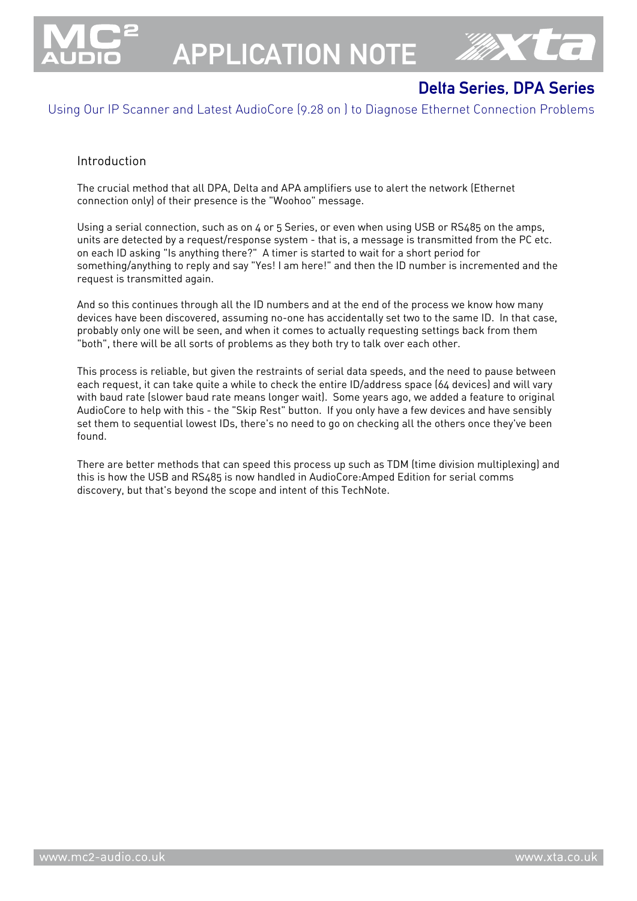# APPLICATION NOTE

## Delta Series, DPA Series

### Using Our IP Scanner and Latest AudioCore (9.28 on ) to Diagnose Ethernet Connection Problems

### Introduction

The crucial method that all DPA, Delta and APA amplifiers use to alert the network (Ethernet connection only) of their presence is the "Woohoo" message.

Using a serial connection, such as on 4 or 5 Series, or even when using USB or RS485 on the amps, units are detected by a request/response system - that is, a message is transmitted from the PC etc. on each ID asking "Is anything there?" A timer is started to wait for a short period for something/anything to reply and say "Yes! I am here!" and then the ID number is incremented and the request is transmitted again.

And so this continues through all the ID numbers and at the end of the process we know how many devices have been discovered, assuming no-one has accidentally set two to the same ID. In that case, probably only one will be seen, and when it comes to actually requesting settings back from them "both", there will be all sorts of problems as they both try to talk over each other.

This process is reliable, but given the restraints of serial data speeds, and the need to pause between each request, it can take quite a while to check the entire ID/address space (64 devices) and will vary with baud rate (slower baud rate means longer wait). Some years ago, we added a feature to original AudioCore to help with this - the "Skip Rest" button. If you only have a few devices and have sensibly set them to sequential lowest IDs, there's no need to go on checking all the others once they've been found.

There are better methods that can speed this process up such as TDM (time division multiplexing) and this is how the USB and RS485 is now handled in AudioCore:Amped Edition for serial comms discovery, but that's beyond the scope and intent of this TechNote.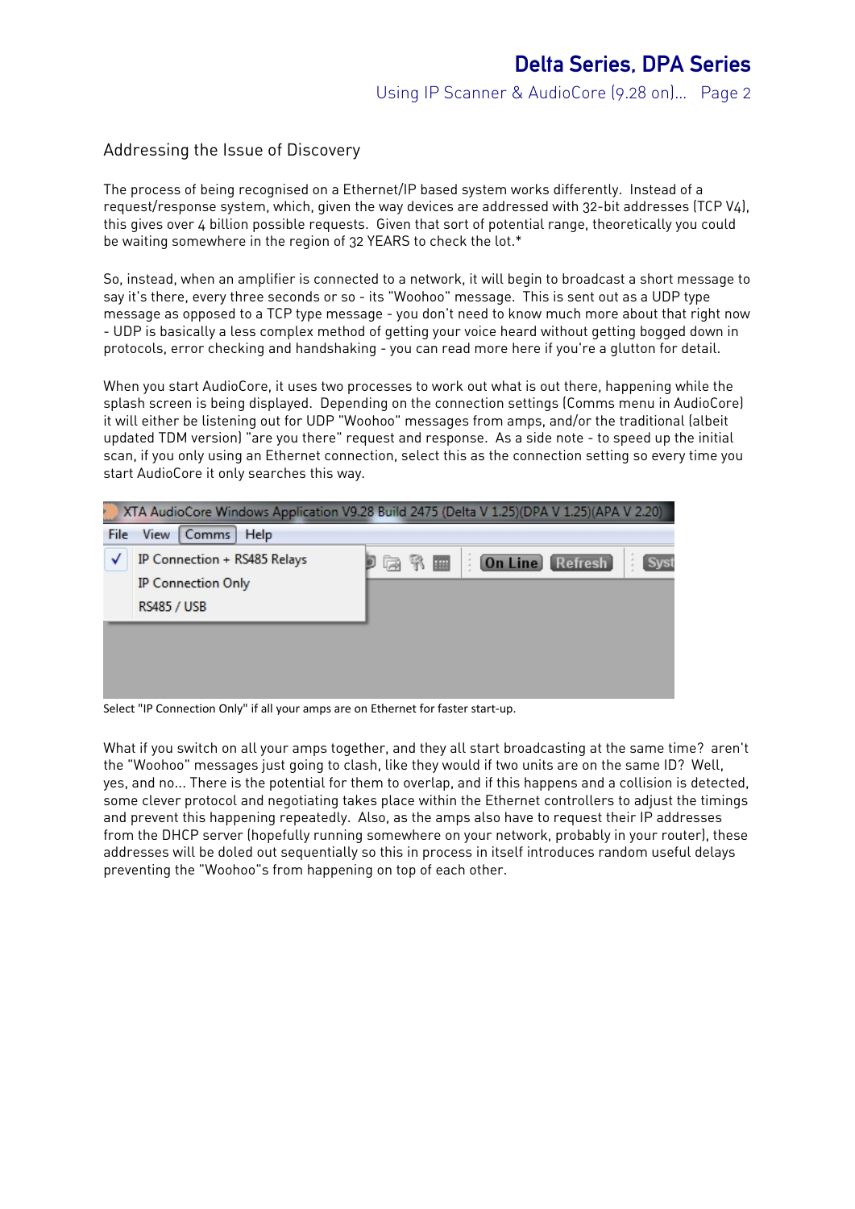## Addressing the Issue of Discovery

The process of being recognised on a Ethernet/IP based system works differently. Instead of a request/response system, which, given the way devices are addressed with 32-bit addresses (TCP V4), this gives over 4 billion possible requests. Given that sort of potential range, theoretically you could be waiting somewhere in the region of 32 YEARS to check the lot.*

So, instead, when an amplifier is connected to a network, it will begin to broadcast a short message to say it's there, every three seconds or so - its "Woohoo" message. This is sent out as a UDP type message as opposed to a TCP type message - you don't need to know much more about that right now - UDP is basically a less complex method of getting your voice heard without getting bogged down in protocols, error checking and handshaking - you can read more here if you're a glutton for detail.

When you start AudioCore, it uses two processes to work out what is out there, happening while the splash screen is being displayed. Depending on the connection settings (Comms menu in AudioCore) it will either be listening out for UDP "Woohoo" messages from amps, and/or the traditional (albeit updated TDM version) "are you there" request and response. As a side note - to speed up the initial scan, if you only using an Ethernet connection, select this as the connection setting so every time you start AudioCore it only searches this way.

Select "IP Connection Only" if all your amps are on Ethernet for faster start-up.

What if you switch on all your amps together, and they all start broadcasting at the same time? aren't the "Woohoo" messages just going to clash, like they would if two units are on the same ID? Well, yes, and no... There is the potential for them to overlap, and if this happens and a collision is detected, some clever protocol and negotiating takes place within the Ethernet controllers to adjust the timings and prevent this happening repeatedly. Also, as the amps also have to request their IP addresses from the DHCP server (hopefully running somewhere on your network, probably in your router), these addresses will be doled out sequentially so this in process in itself introduces random useful delays preventing the "Woohoo"s from happening on top of each other.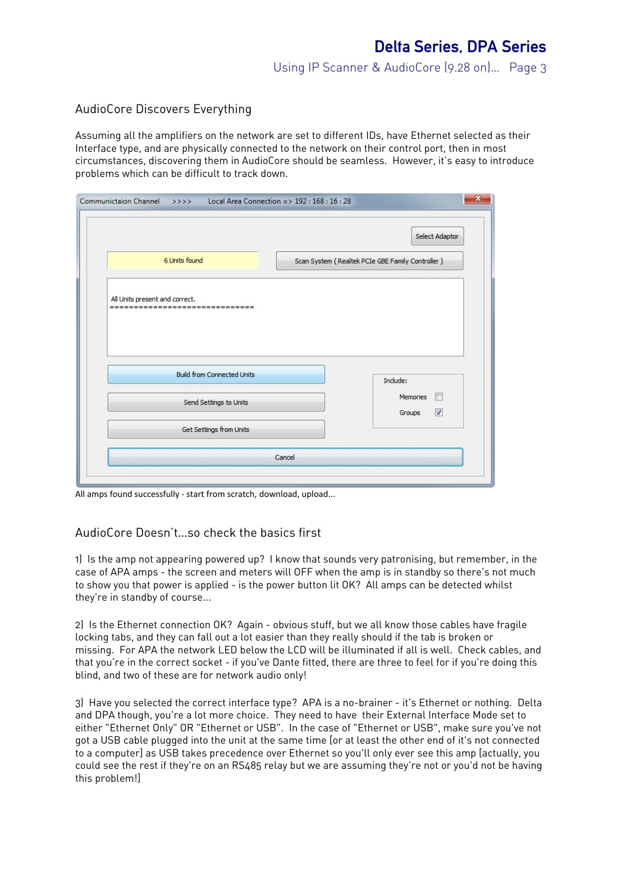## AudioCore Discovers Everything

Assuming all the amplifiers on the network are set to different IDs, have Ethernet selected as their Interface type, and are physically connected to the network on their control port, then in most circumstances, discovering them in AudioCore should be seamless. However, it's easy to introduce problems which can be difficult to track down.

All amps found successfully - start from scratch, download, upload...

## AudioCore Doesn't...so check the basics first

1) Is the amp not appearing powered up? I know that sounds very patronising, but remember, in the case of APA amps - the screen and meters will OFF when the amp is in standby so there's not much to show you that power is applied - is the power button lit OK? All amps can be detected whilst they're in standby of course...

2) Is the Ethernet connection OK? Again - obvious stuff, but we all know those cables have fragile locking tabs, and they can fall out a lot easier than they really should if the tab is broken or missing. For APA the network LED below the LCD will be illuminated if all is well. Check cables, and that you're in the correct socket - if you've Dante fitted, there are three to feel for if you're doing this blind, and two of these are for network audio only!

3) Have you selected the correct interface type? APA is a no-brainer - it's Ethernet or nothing. Delta and DPA though, you're a lot more choice. They need to have their External Interface Mode set to either "Ethernet Only" OR "Ethernet or USB". In the case of "Ethernet or USB", make sure you've not got a USB cable plugged into the unit at the same time [or at least the other end of it's not connected to a computer] as USB takes precedence over Ethernet so you'll only ever see this amp [actually, you could see the rest if they're on an RS485 relay but we are assuming they're not or you'd not be having this problem!]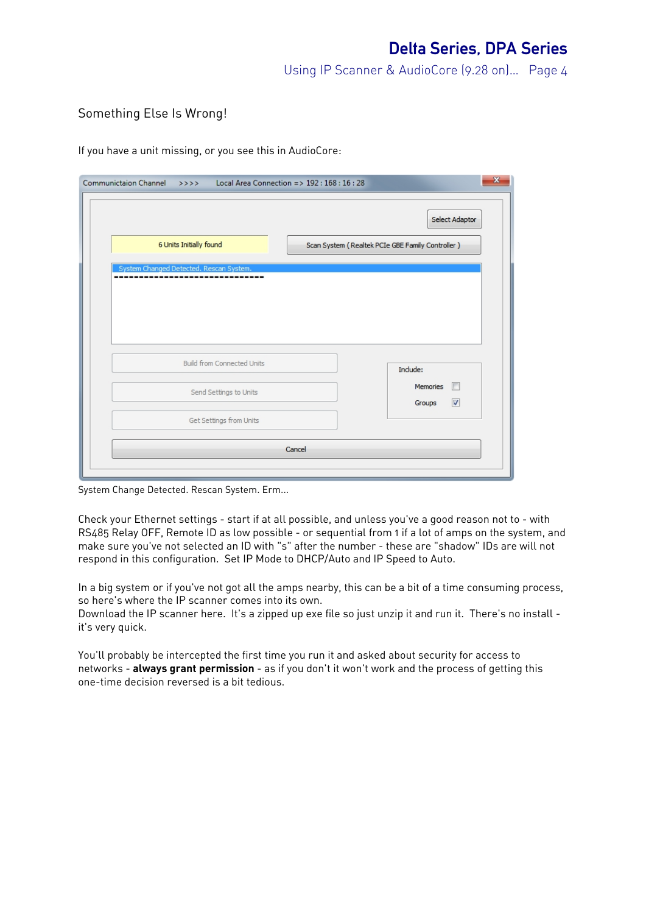## Something Else Is Wrong!

If you have a unit missing, or you see this in AudioCore:

System Change Detected. Rescan System. Erm...

Check your Ethernet settings - start if at all possible, and unless you've a good reason not to - with RS485 Relay OFF, Remote ID as low possible - or sequential from 1 if a lot of amps on the system, and make sure you've not selected an ID with "s" after the number - these are "shadow" IDs are will not respond in this configuration. Set IP Mode to DHCP/Auto and IP Speed to Auto.

In a big system or if you've not got all the amps nearby, this can be a bit of a time consuming process, so here's where the IP scanner comes into its own.
Download the IP scanner here. It's a zipped up exe file so just unzip it and run it. There's no install - it's very quick.

You'll probably be intercepted the first time you run it and asked about security for access to networks - **always grant permission** - as if you don't it won't work and the process of getting this one-time decision reversed is a bit tedious.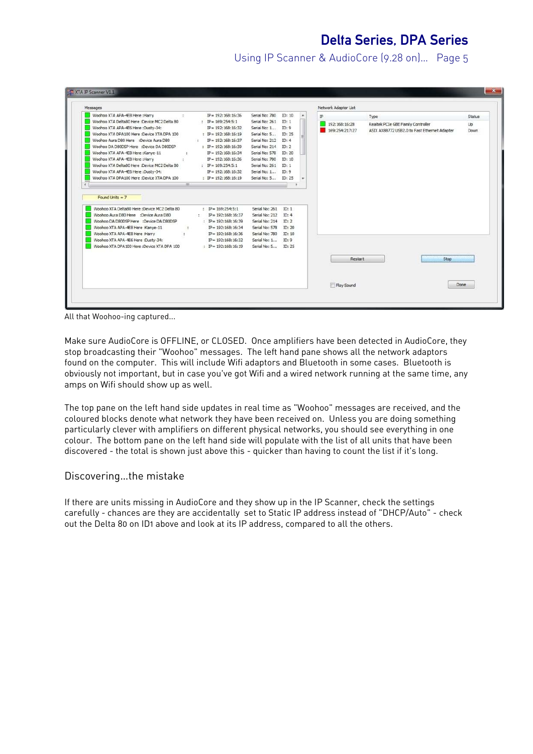All that Woohoo-ing captured...

Make sure AudioCore is OFFLINE, or CLOSED. Once amplifiers have been detected in AudioCore, they stop broadcasting their "Woohoo" messages. The left hand pane shows all the network adaptors found on the computer. This will include Wifi adaptors and Bluetooth in some cases. Bluetooth is obviously not important, but in case you've got Wifi and a wired network running at the same time, any amps on Wifi should show up as well.

The top pane on the left hand side updates in real time as "Woohoo" messages are received, and the coloured blocks denote what network they have been received on. Unless you are doing something particularly clever with amplifiers on different physical networks, you should see everything in one colour. The bottom pane on the left hand side will populate with the list of all units that have been discovered - the total is shown just above this - quicker than having to count the list if it's long.

## Discovering...the mistake

If there are units missing in AudioCore and they show up in the IP Scanner, check the settings carefully - chances are they are accidentally set to Static IP address instead of "DHCP/Auto" - check out the Delta 80 on ID1 above and look at its IP address, compared to all the others.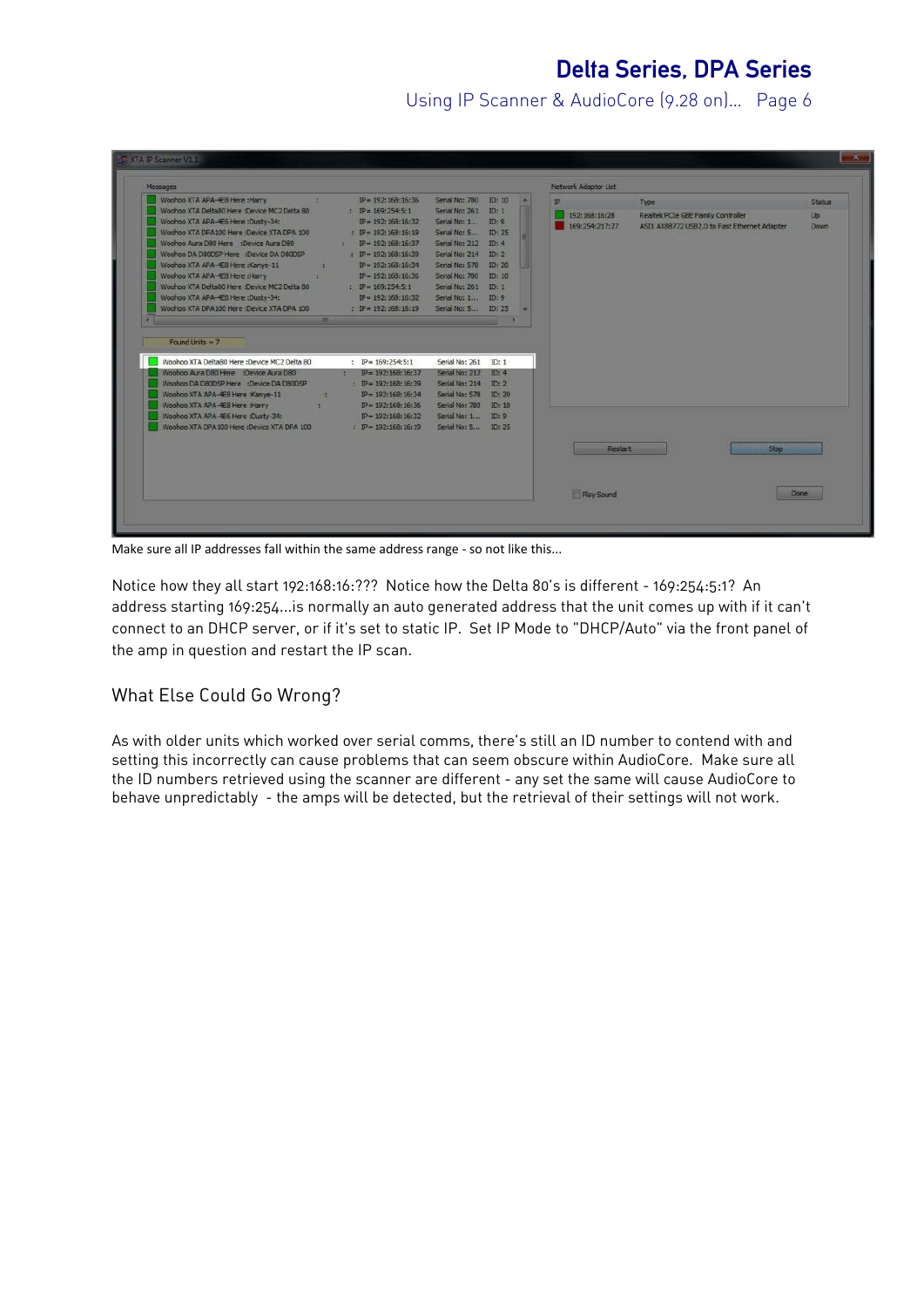Make sure all IP addresses fall within the same address range - so not like this...

Notice how they all start 192:168:16:??? Notice how the Delta 80's is different - 169:254:5:1? An address starting 169:254...is normally an auto generated address that the unit comes up with if it can't connect to an DHCP server, or if it's set to static IP. Set IP Mode to "DHCP/Auto" via the front panel of the amp in question and restart the IP scan.

## What Else Could Go Wrong?

As with older units which worked over serial comms, there's still an ID number to contend with and setting this incorrectly can cause problems that can seem obscure within AudioCore. Make sure all the ID numbers retrieved using the scanner are different - any set the same will cause AudioCore to behave unpredictably - the amps will be detected, but the retrieval of their settings will not work.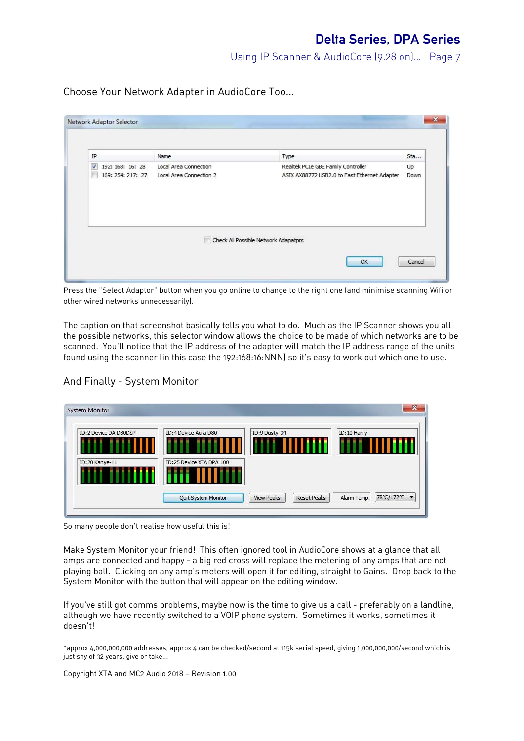## Choose Your Network Adapter in AudioCore Too...

Press the "Select Adaptor" button when you go online to change to the right one (and minimise scanning Wifi or other wired networks unnecessarily).

The caption on that screenshot basically tells you what to do. Much as the IP Scanner shows you all the possible networks, this selector window allows the choice to be made of which networks are to be scanned. You'll notice that the IP address of the adapter will match the IP address range of the units found using the scanner (in this case the 192:168:16:NNN) so it's easy to work out which one to use.

## And Finally - System Monitor

So many people don't realise how useful this is!

Make System Monitor your friend! This often ignored tool in AudioCore shows at a glance that all amps are connected and happy - a big red cross will replace the metering of any amps that are not playing ball. Clicking on any amp's meters will open it for editing, straight to Gains. Drop back to the System Monitor with the button that will appear on the editing window.

If you've still got comms problems, maybe now is the time to give us a call - preferably on a landline, although we have recently switched to a VOIP phone system. Sometimes it works, sometimes it doesn't!

*approx 4,000,000,000 addresses, approx 4 can be checked/second at 115k serial speed, giving 1,000,000,000/second which is just shy of 32 years, give or take...

Copyright XTA and MC2 Audio 2018 – Revision 1.00